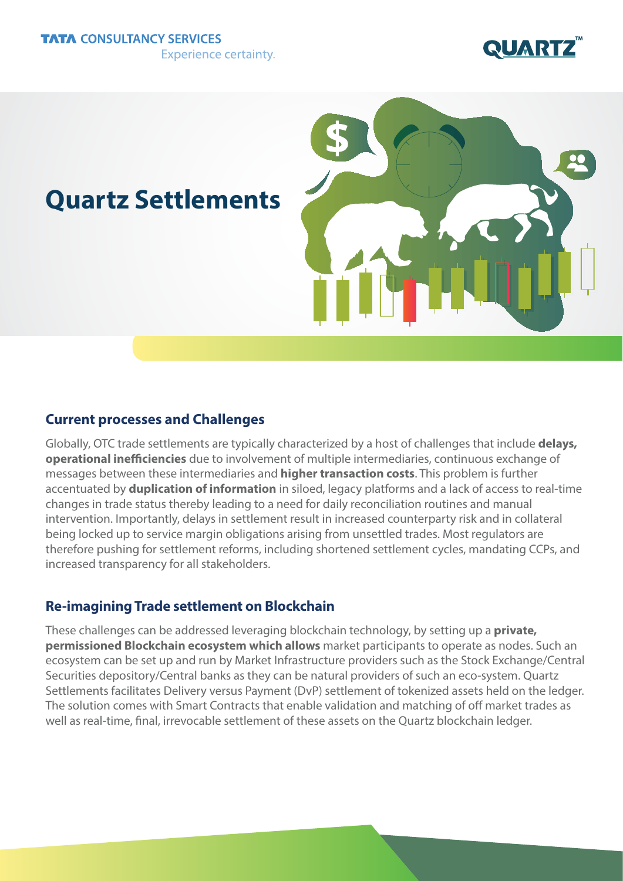TATA CONSULTANCY SERVICES
Experience certainty.

QUARTZ™

# Quartz Settlements

## Current processes and Challenges

Globally, OTC trade settlements are typically characterized by a host of challenges that include **delays, operational inefficiencies** due to involvement of multiple intermediaries, continuous exchange of messages between these intermediaries and **higher transaction costs**. This problem is further accentuated by **duplication of information** in siloed, legacy platforms and a lack of access to real-time changes in trade status thereby leading to a need for daily reconciliation routines and manual intervention. Importantly, delays in settlement result in increased counterparty risk and in collateral being locked up to service margin obligations arising from unsettled trades. Most regulators are therefore pushing for settlement reforms, including shortened settlement cycles, mandating CCPs, and increased transparency for all stakeholders.

## Re-imagining Trade settlement on Blockchain

These challenges can be addressed leveraging blockchain technology, by setting up a **private, permissioned Blockchain ecosystem which allows** market participants to operate as nodes. Such an ecosystem can be set up and run by Market Infrastructure providers such as the Stock Exchange/Central Securities depository/Central banks as they can be natural providers of such an eco-system. Quartz Settlements facilitates Delivery versus Payment (DvP) settlement of tokenized assets held on the ledger. The solution comes with Smart Contracts that enable validation and matching of off market trades as well as real-time, final, irrevocable settlement of these assets on the Quartz blockchain ledger.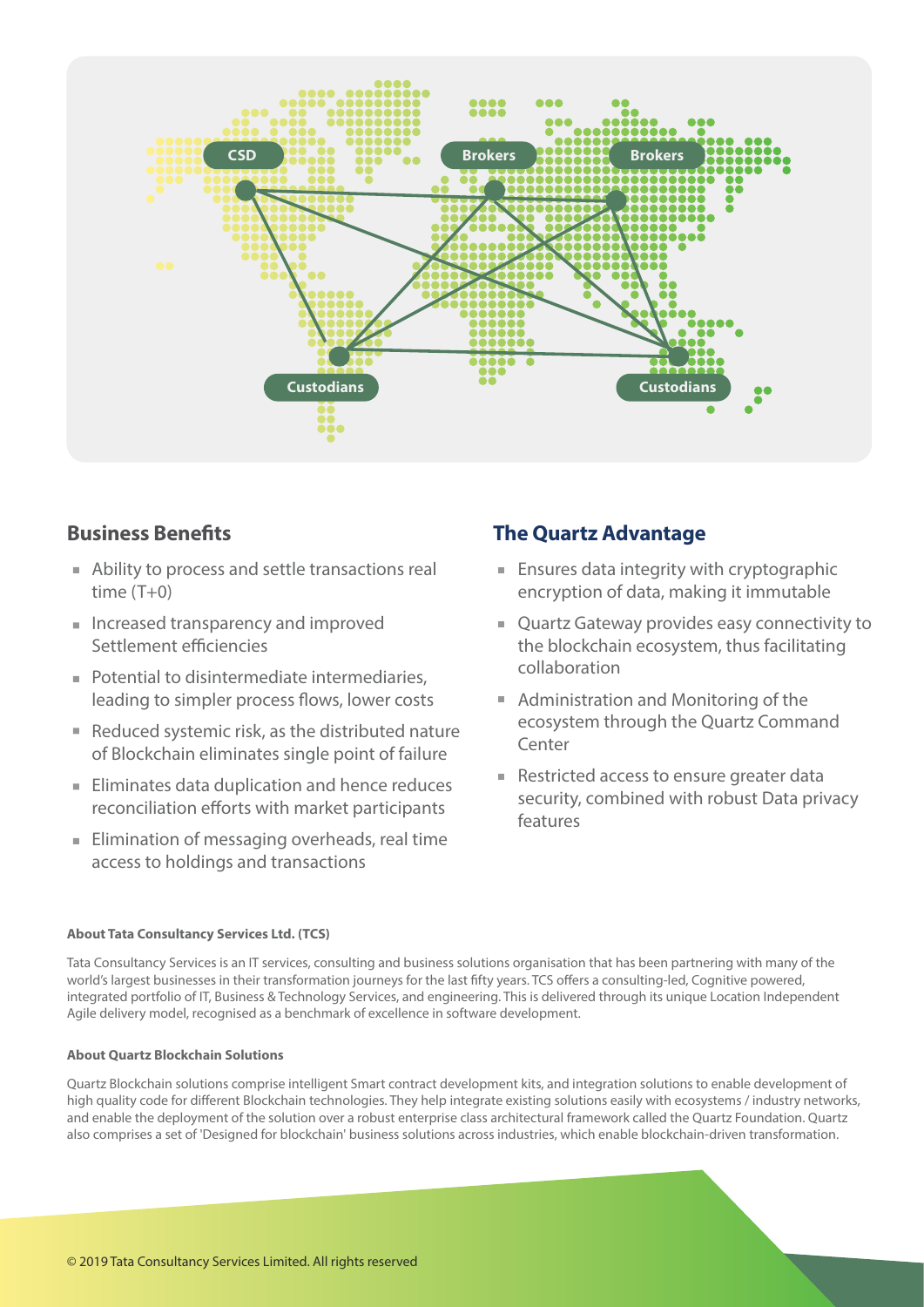CSD

Brokers

Brokers

Custodians

Custodians

## Business Benefits

- Ability to process and settle transactions real time (T+0)
- Increased transparency and improved Settlement efficiencies
- Potential to disintermediate intermediaries, leading to simpler process flows, lower costs
- Reduced systemic risk, as the distributed nature of Blockchain eliminates single point of failure
- Eliminates data duplication and hence reduces reconciliation efforts with market participants
- Elimination of messaging overheads, real time access to holdings and transactions

## The Quartz Advantage

- Ensures data integrity with cryptographic encryption of data, making it immutable
- Quartz Gateway provides easy connectivity to the blockchain ecosystem, thus facilitating collaboration
- Administration and Monitoring of the ecosystem through the Quartz Command Center
- Restricted access to ensure greater data security, combined with robust Data privacy features

#### About Tata Consultancy Services Ltd. (TCS)

Tata Consultancy Services is an IT services, consulting and business solutions organisation that has been partnering with many of the world's largest businesses in their transformation journeys for the last fifty years. TCS offers a consulting-led, Cognitive powered, integrated portfolio of IT, Business & Technology Services, and engineering. This is delivered through its unique Location Independent Agile delivery model, recognised as a benchmark of excellence in software development.

#### About Quartz Blockchain Solutions

Quartz Blockchain solutions comprise intelligent Smart contract development kits, and integration solutions to enable development of high quality code for different Blockchain technologies. They help integrate existing solutions easily with ecosystems / industry networks, and enable the deployment of the solution over a robust enterprise class architectural framework called the Quartz Foundation. Quartz also comprises a set of 'Designed for blockchain' business solutions across industries, which enable blockchain-driven transformation.

© 2019 Tata Consultancy Services Limited. All rights reserved